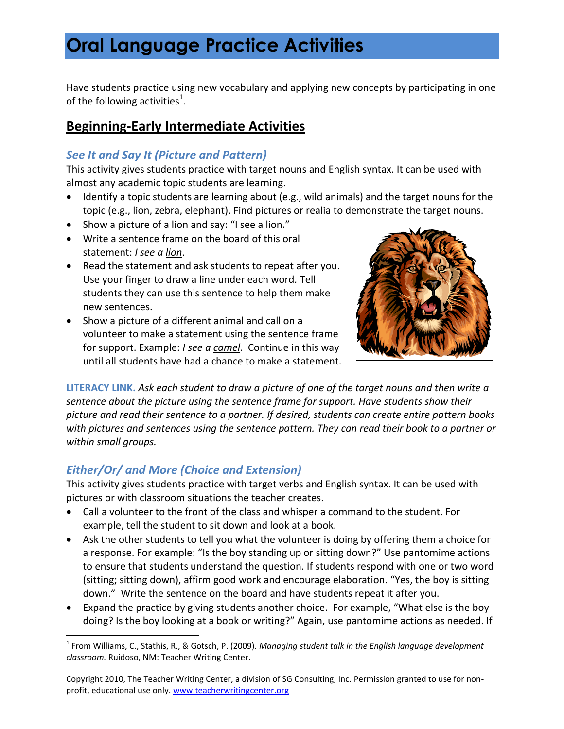# Oral Language Practice Activities

Have students practice using new vocabulary and applying new concepts by participating in one of the following activities[1].

## Beginning-Early Intermediate Activities

### *See It and Say It (Picture and Pattern)*

This activity gives students practice with target nouns and English syntax. It can be used with almost any academic topic students are learning.

- Identify a topic students are learning about (e.g., wild animals) and the target nouns for the topic (e.g., lion, zebra, elephant). Find pictures or realia to demonstrate the target nouns.
- Show a picture of a lion and say: "I see a lion."
- Write a sentence frame on the board of this oral statement: *I see a <u>lion</u>*.
- Read the statement and ask students to repeat after you. Use your finger to draw a line under each word. Tell students they can use this sentence to help them make new sentences.
- Show a picture of a different animal and call on a volunteer to make a statement using the sentence frame for support. Example: *I see a <u>camel</u>*. Continue in this way until all students have had a chance to make a statement.

**LITERACY LINK.** *Ask each student to draw a picture of one of the target nouns and then write a sentence about the picture using the sentence frame for support. Have students show their picture and read their sentence to a partner. If desired, students can create entire pattern books with pictures and sentences using the sentence pattern. They can read their book to a partner or within small groups.*

### *Either/Or/ and More (Choice and Extension)*

This activity gives students practice with target verbs and English syntax. It can be used with pictures or with classroom situations the teacher creates.

- Call a volunteer to the front of the class and whisper a command to the student. For example, tell the student to sit down and look at a book.
- Ask the other students to tell you what the volunteer is doing by offering them a choice for a response. For example: "Is the boy standing up or sitting down?" Use pantomime actions to ensure that students understand the question. If students respond with one or two word (sitting; sitting down), affirm good work and encourage elaboration. "Yes, the boy is sitting down." Write the sentence on the board and have students repeat it after you.
- Expand the practice by giving students another choice. For example, "What else is the boy doing? Is the boy looking at a book or writing?" Again, use pantomime actions as needed. If

[1] From Williams, C., Stathis, R., & Gotsch, P. (2009). *Managing student talk in the English language development classroom.* Ruidoso, NM: Teacher Writing Center.

Copyright 2010, The Teacher Writing Center, a division of SG Consulting, Inc. Permission granted to use for non-profit, educational use only. www.teacherwritingcenter.org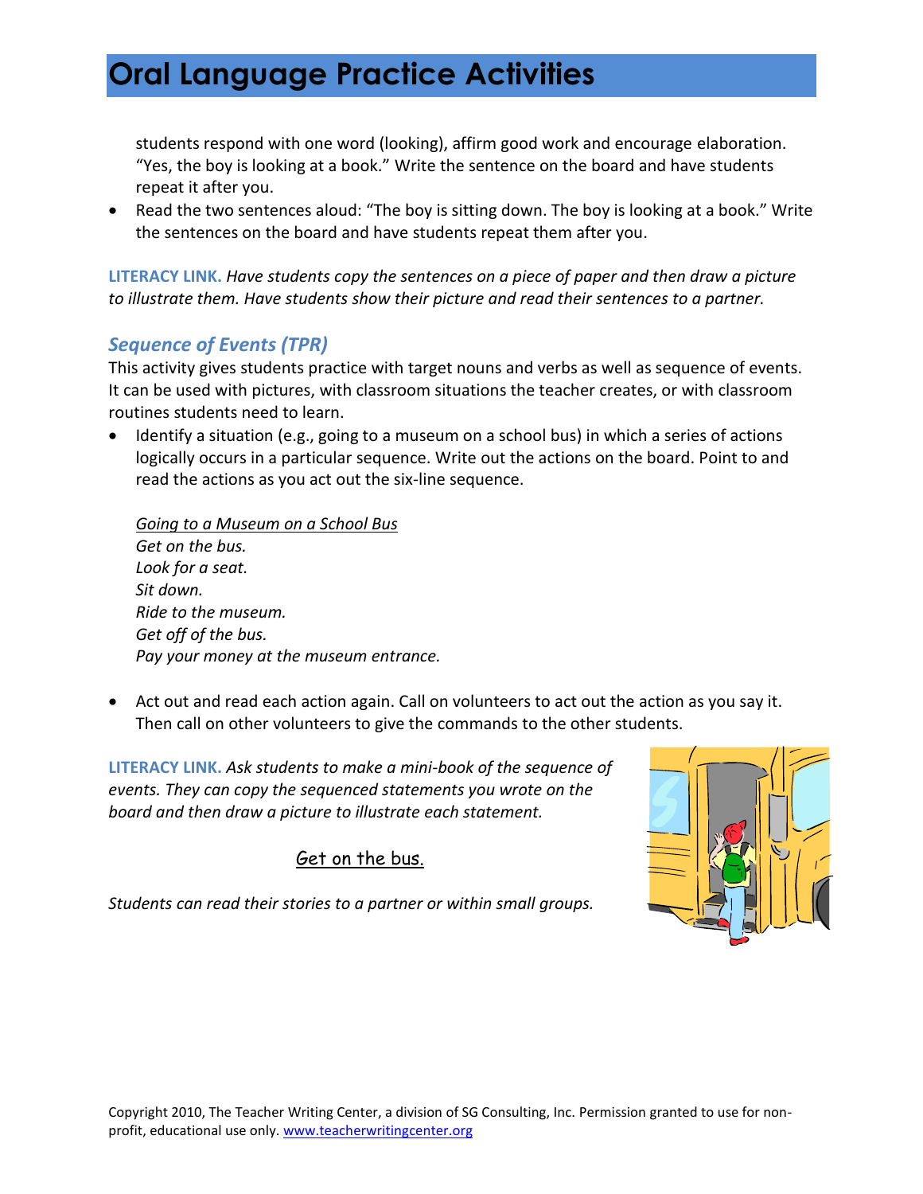students respond with one word (looking), affirm good work and encourage elaboration. "Yes, the boy is looking at a book." Write the sentence on the board and have students repeat it after you.

- Read the two sentences aloud: "The boy is sitting down. The boy is looking at a book." Write the sentences on the board and have students repeat them after you.

**LITERACY LINK.** *Have students copy the sentences on a piece of paper and then draw a picture to illustrate them. Have students show their picture and read their sentences to a partner.*

## *Sequence of Events (TPR)*

This activity gives students practice with target nouns and verbs as well as sequence of events. It can be used with pictures, with classroom situations the teacher creates, or with classroom routines students need to learn.

- Identify a situation (e.g., going to a museum on a school bus) in which a series of actions logically occurs in a particular sequence. Write out the actions on the board. Point to and read the actions as you act out the six-line sequence.

  *Going to a Museum on a School Bus*
  *Get on the bus.*
  *Look for a seat.*
  *Sit down.*
  *Ride to the museum.*
  *Get off of the bus.*
  *Pay your money at the museum entrance.*

- Act out and read each action again. Call on volunteers to act out the action as you say it. Then call on other volunteers to give the commands to the other students.

**LITERACY LINK.** *Ask students to make a mini-book of the sequence of events. They can copy the sequenced statements you wrote on the board and then draw a picture to illustrate each statement.*

Get on the bus.

*Students can read their stories to a partner or within small groups.*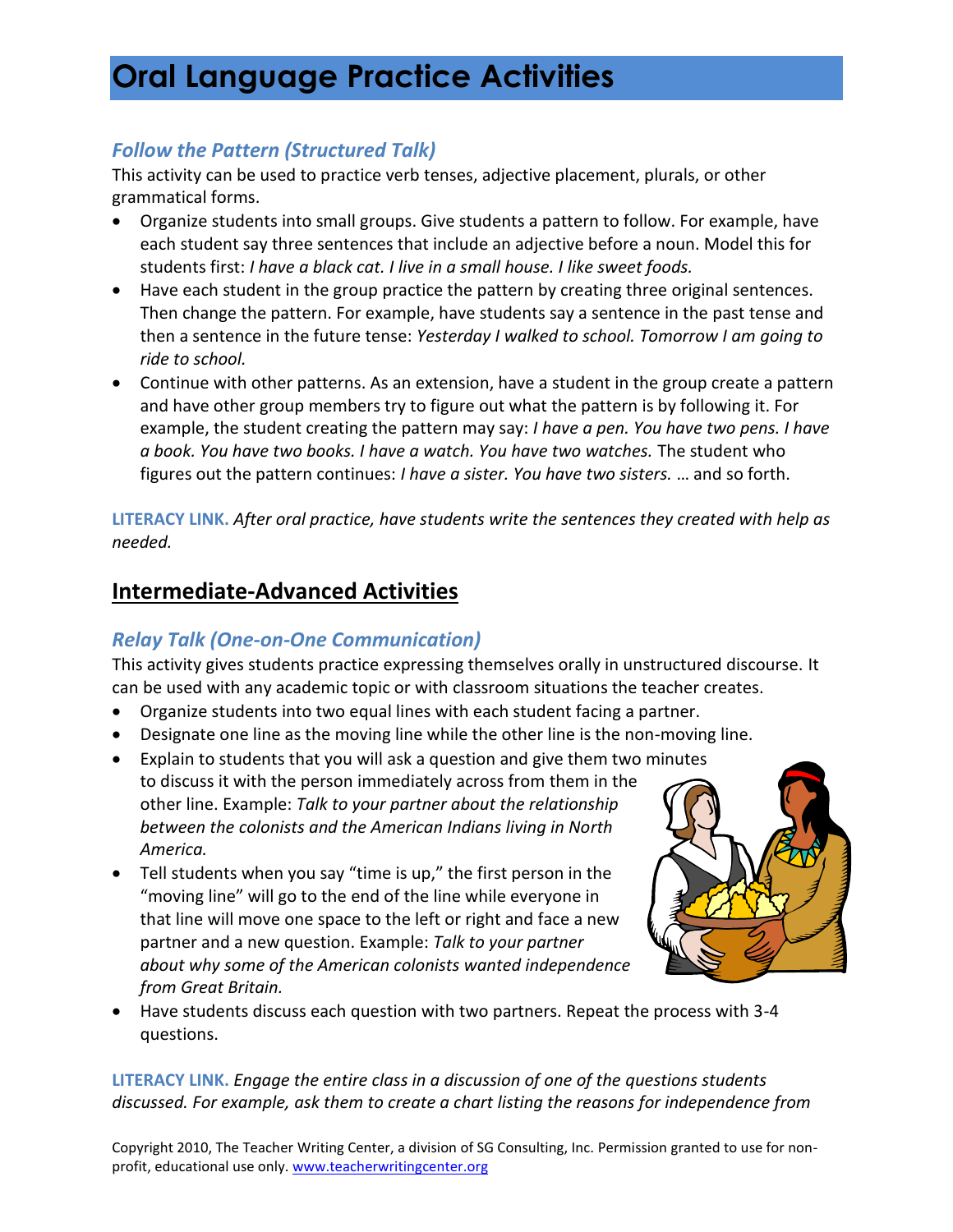# Oral Language Practice Activities

### *Follow the Pattern (Structured Talk)*

This activity can be used to practice verb tenses, adjective placement, plurals, or other grammatical forms.

- Organize students into small groups. Give students a pattern to follow. For example, have each student say three sentences that include an adjective before a noun. Model this for students first: *I have a black cat. I live in a small house. I like sweet foods.*
- Have each student in the group practice the pattern by creating three original sentences. Then change the pattern. For example, have students say a sentence in the past tense and then a sentence in the future tense: *Yesterday I walked to school. Tomorrow I am going to ride to school.*
- Continue with other patterns. As an extension, have a student in the group create a pattern and have other group members try to figure out what the pattern is by following it. For example, the student creating the pattern may say: *I have a pen. You have two pens. I have a book. You have two books. I have a watch. You have two watches.* The student who figures out the pattern continues: *I have a sister. You have two sisters.* … and so forth.

**LITERACY LINK.** *After oral practice, have students write the sentences they created with help as needed.*

## Intermediate-Advanced Activities

### *Relay Talk (One-on-One Communication)*

This activity gives students practice expressing themselves orally in unstructured discourse. It can be used with any academic topic or with classroom situations the teacher creates.

- Organize students into two equal lines with each student facing a partner.
- Designate one line as the moving line while the other line is the non-moving line.
- Explain to students that you will ask a question and give them two minutes to discuss it with the person immediately across from them in the other line. Example: *Talk to your partner about the relationship between the colonists and the American Indians living in North America.*
- Tell students when you say "time is up," the first person in the "moving line" will go to the end of the line while everyone in that line will move one space to the left or right and face a new partner and a new question. Example: *Talk to your partner about why some of the American colonists wanted independence from Great Britain.*
- Have students discuss each question with two partners. Repeat the process with 3-4 questions.

**LITERACY LINK.** *Engage the entire class in a discussion of one of the questions students discussed. For example, ask them to create a chart listing the reasons for independence from*

Copyright 2010, The Teacher Writing Center, a division of SG Consulting, Inc. Permission granted to use for non-profit, educational use only. www.teacherwritingcenter.org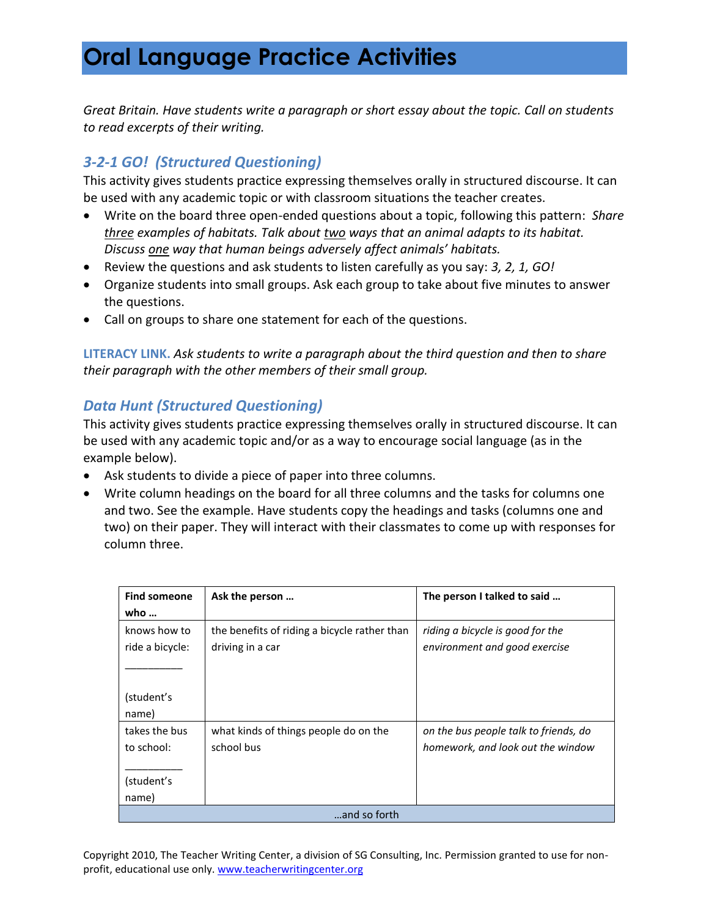*Great Britain. Have students write a paragraph or short essay about the topic. Call on students to read excerpts of their writing.*

### *3-2-1 GO! (Structured Questioning)*

This activity gives students practice expressing themselves orally in structured discourse. It can be used with any academic topic or with classroom situations the teacher creates.

- Write on the board three open-ended questions about a topic, following this pattern: *Share three examples of habitats. Talk about two ways that an animal adapts to its habitat. Discuss one way that human beings adversely affect animals' habitats.*
- Review the questions and ask students to listen carefully as you say: *3, 2, 1, GO!*
- Organize students into small groups. Ask each group to take about five minutes to answer the questions.
- Call on groups to share one statement for each of the questions.

**LITERACY LINK.** *Ask students to write a paragraph about the third question and then to share their paragraph with the other members of their small group.*

### *Data Hunt (Structured Questioning)*

This activity gives students practice expressing themselves orally in structured discourse. It can be used with any academic topic and/or as a way to encourage social language (as in the example below).

- Ask students to divide a piece of paper into three columns.
- Write column headings on the board for all three columns and the tasks for columns one and two. See the example. Have students copy the headings and tasks (columns one and two) on their paper. They will interact with their classmates to come up with responses for column three.

| Find someone who … | Ask the person … | The person I talked to said … |
|---|---|---|
| knows how to ride a bicycle: __________ (student's name) | the benefits of riding a bicycle rather than driving in a car | *riding a bicycle is good for the environment and good exercise* |
| takes the bus to school: __________ (student's name) | what kinds of things people do on the school bus | *on the bus people talk to friends, do homework, and look out the window* |
| …and so forth | | |

Copyright 2010, The Teacher Writing Center, a division of SG Consulting, Inc. Permission granted to use for non-profit, educational use only. www.teacherwritingcenter.org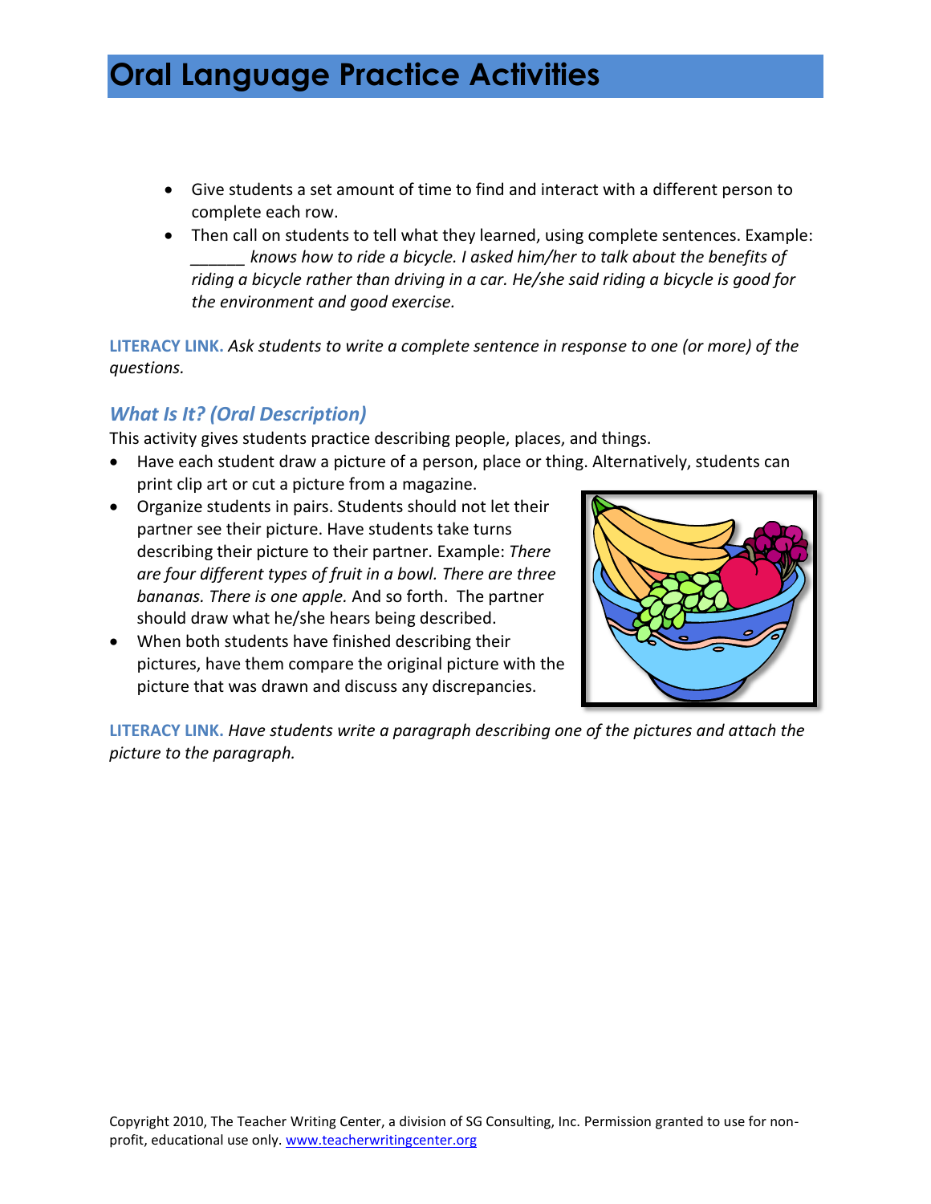# Oral Language Practice Activities

- Give students a set amount of time to find and interact with a different person to complete each row.
- Then call on students to tell what they learned, using complete sentences. Example: ______ *knows how to ride a bicycle. I asked him/her to talk about the benefits of riding a bicycle rather than driving in a car. He/she said riding a bicycle is good for the environment and good exercise.*

**LITERACY LINK.** *Ask students to write a complete sentence in response to one (or more) of the questions.*

### *What Is It? (Oral Description)*

This activity gives students practice describing people, places, and things.

- Have each student draw a picture of a person, place or thing. Alternatively, students can print clip art or cut a picture from a magazine.
- Organize students in pairs. Students should not let their partner see their picture. Have students take turns describing their picture to their partner. Example: *There are four different types of fruit in a bowl. There are three bananas. There is one apple.* And so forth. The partner should draw what he/she hears being described.
- When both students have finished describing their pictures, have them compare the original picture with the picture that was drawn and discuss any discrepancies.

**LITERACY LINK.** *Have students write a paragraph describing one of the pictures and attach the picture to the paragraph.*

Copyright 2010, The Teacher Writing Center, a division of SG Consulting, Inc. Permission granted to use for non-profit, educational use only. www.teacherwritingcenter.org